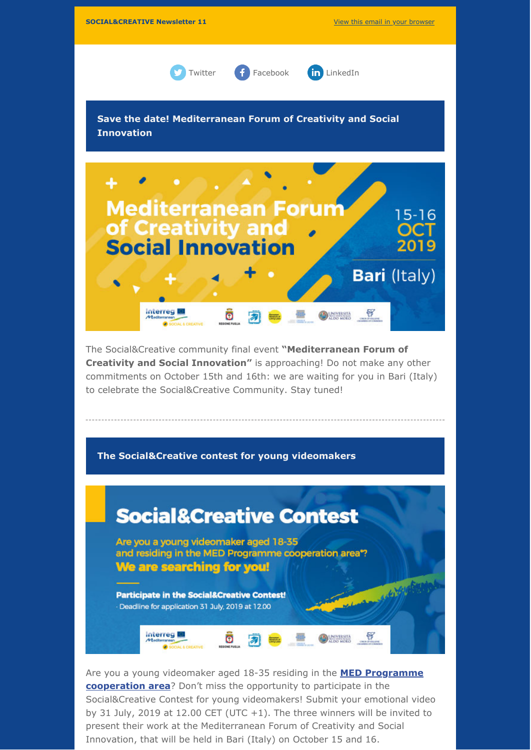**SOCIAL&CREATIVE Newsletter 11**

View this email in your browser

Twitter Facebook LinkedIn

## Save the date! Mediterranean Forum of Creativity and Social Innovation

The Social&Creative community final event **"Mediterranean Forum of Creativity and Social Innovation"** is approaching! Do not make any other commitments on October 15th and 16th: we are waiting for you in Bari (Italy) to celebrate the Social&Creative Community. Stay tuned!

---

## The Social&Creative contest for young videomakers

Are you a young videomaker aged 18-35 residing in the **MED Programme cooperation area**? Don't miss the opportunity to participate in the Social&Creative Contest for young videomakers! Submit your emotional video by 31 July, 2019 at 12.00 CET (UTC +1). The three winners will be invited to present their work at the Mediterranean Forum of Creativity and Social Innovation, that will be held in Bari (Italy) on October 15 and 16.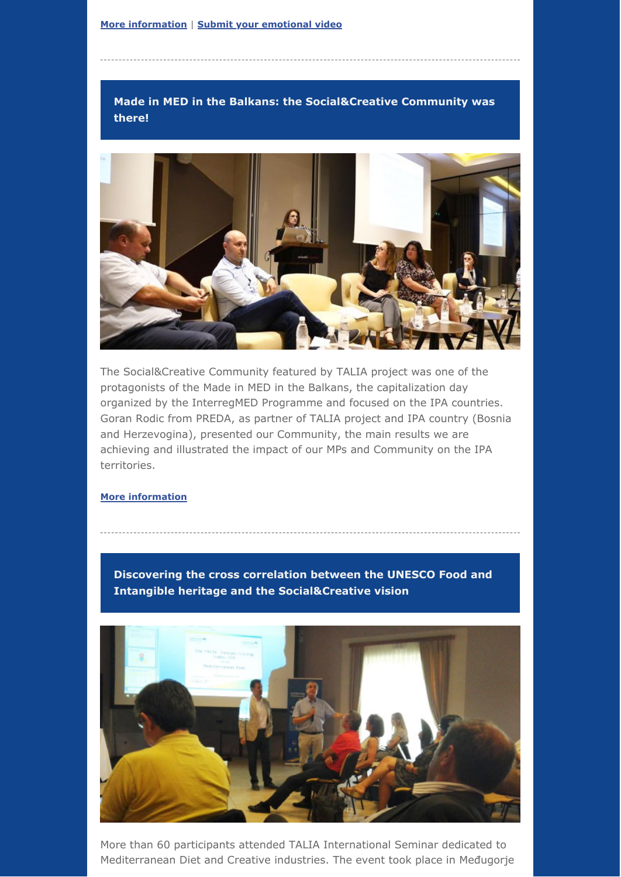**More information** | **Submit your emotional video**

---

## Made in MED in the Balkans: the Social&Creative Community was there!

The Social&Creative Community featured by TALIA project was one of the protagonists of the Made in MED in the Balkans, the capitalization day organized by the InterregMED Programme and focused on the IPA countries. Goran Rodic from PREDA, as partner of TALIA project and IPA country (Bosnia and Herzevogina), presented our Community, the main results we are achieving and illustrated the impact of our MPs and Community on the IPA territories.

**More information**

---

## Discovering the cross correlation between the UNESCO Food and Intangible heritage and the Social&Creative vision

More than 60 participants attended TALIA International Seminar dedicated to Mediterranean Diet and Creative industries. The event took place in Međugorje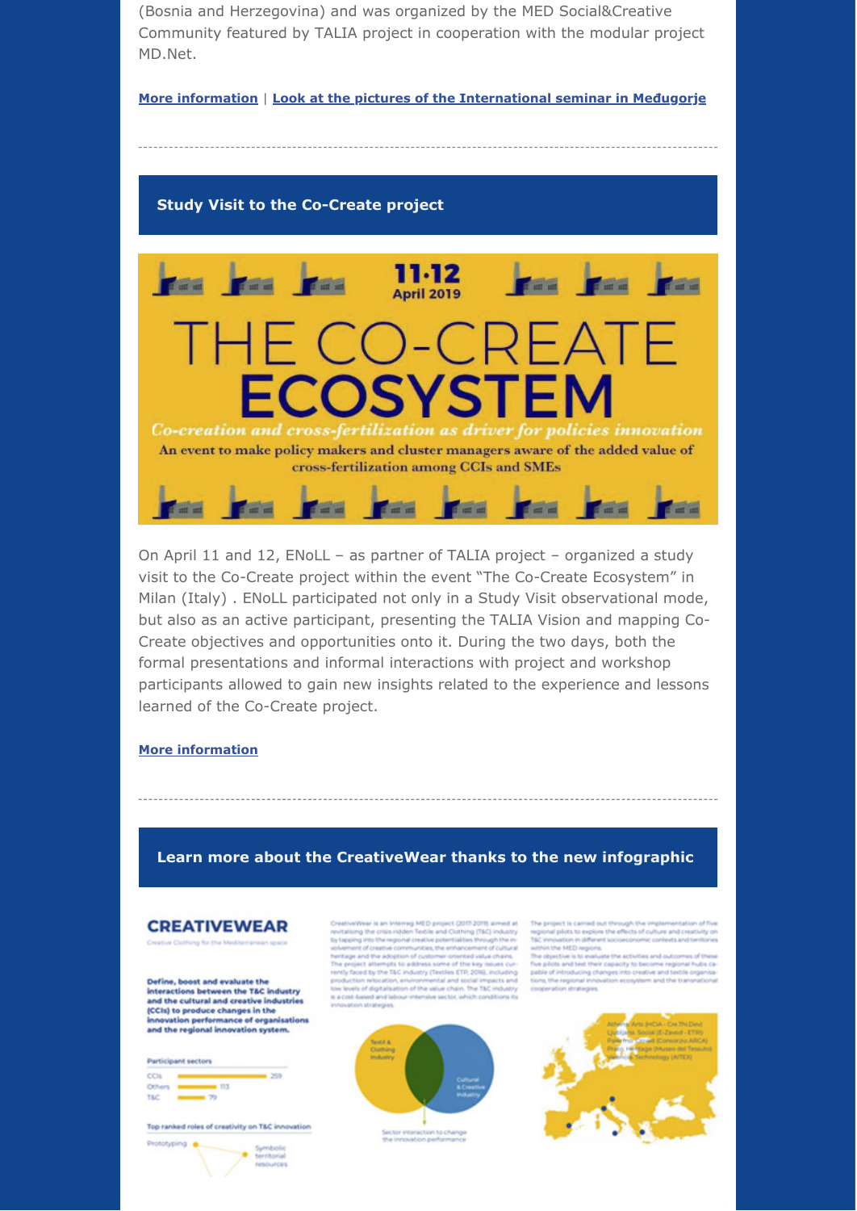(Bosnia and Herzegovina) and was organized by the MED Social&Creative Community featured by TALIA project in cooperation with the modular project MD.Net.

**More information** | **Look at the pictures of the International seminar in Međugorje**

---

## Study Visit to the Co-Create project

11·12 April 2019

THE CO-CREATE ECOSYSTEM

*Co-creation and cross-fertilization as driver for policies innovation*

An event to make policy makers and cluster managers aware of the added value of cross-fertilization among CCIs and SMEs

On April 11 and 12, ENoLL – as partner of TALIA project – organized a study visit to the Co-Create project within the event "The Co-Create Ecosystem" in Milan (Italy) . ENoLL participated not only in a Study Visit observational mode, but also as an active participant, presenting the TALIA Vision and mapping Co-Create objectives and opportunities onto it. During the two days, both the formal presentations and informal interactions with project and workshop participants allowed to gain new insights related to the experience and lessons learned of the Co-Create project.

**More information**

---

## Learn more about the CreativeWear thanks to the new infographic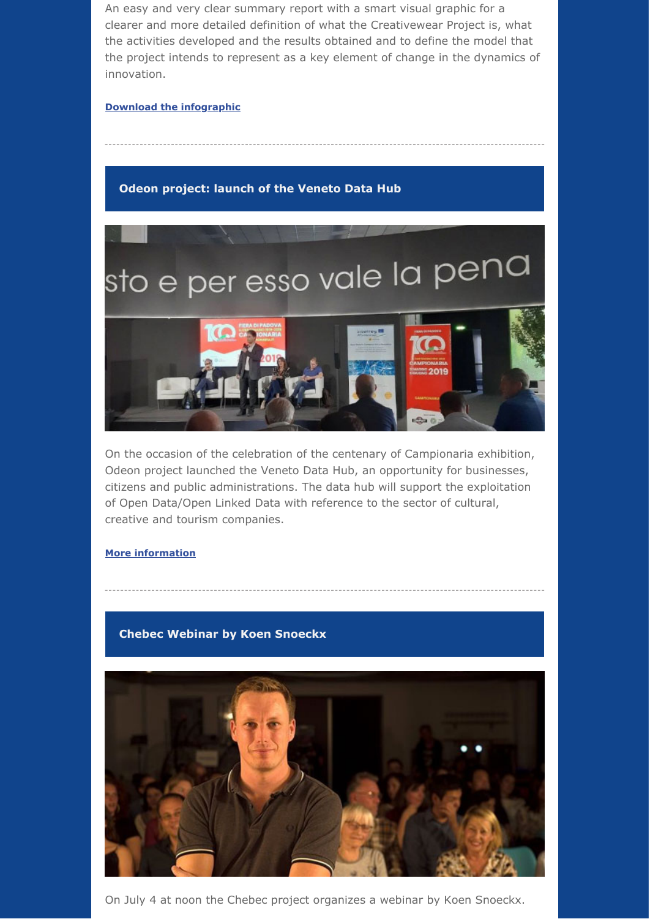An easy and very clear summary report with a smart visual graphic for a clearer and more detailed definition of what the Creativewear Project is, what the activities developed and the results obtained and to define the model that the project intends to represent as a key element of change in the dynamics of innovation.

**Download the infographic**

---

## Odeon project: launch of the Veneto Data Hub

On the occasion of the celebration of the centenary of Campionaria exhibition, Odeon project launched the Veneto Data Hub, an opportunity for businesses, citizens and public administrations. The data hub will support the exploitation of Open Data/Open Linked Data with reference to the sector of cultural, creative and tourism companies.

**More information**

---

## Chebec Webinar by Koen Snoeckx

On July 4 at noon the Chebec project organizes a webinar by Koen Snoeckx.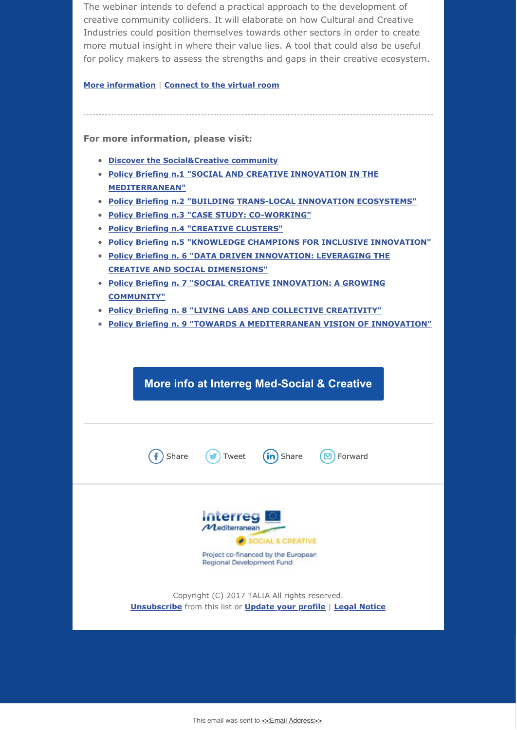The webinar intends to defend a practical approach to the development of creative community colliders. It will elaborate on how Cultural and Creative Industries could position themselves towards other sectors in order to create more mutual insight in where their value lies. A tool that could also be useful for policy makers to assess the strengths and gaps in their creative ecosystem.

**More information** | **Connect to the virtual room**

---

**For more information, please visit:**

- **Discover the Social&Creative community**
- **Policy Briefing n.1 "SOCIAL AND CREATIVE INNOVATION IN THE MEDITERRANEAN"**
- **Policy Briefing n.2 "BUILDING TRANS-LOCAL INNOVATION ECOSYSTEMS"**
- **Policy Briefing n.3 "CASE STUDY: CO-WORKING"**
- **Policy Briefing n.4 "CREATIVE CLUSTERS"**
- **Policy Briefing n.5 "KNOWLEDGE CHAMPIONS FOR INCLUSIVE INNOVATION"**
- **Policy Briefing n. 6 "DATA DRIVEN INNOVATION: LEVERAGING THE CREATIVE AND SOCIAL DIMENSIONS"**
- **Policy Briefing n. 7 "SOCIAL CREATIVE INNOVATION: A GROWING COMMUNITY"**
- **Policy Briefing n. 8 "LIVING LABS AND COLLECTIVE CREATIVITY"**
- **Policy Briefing n. 9 "TOWARDS A MEDITERRANEAN VISION OF INNOVATION"**

**More info at Interreg Med-Social & Creative**

---

Share Tweet Share Forward

Interreg Mediterranean SOCIAL & CREATIVE

Project co-financed by the European Regional Development Fund

Copyright (C) 2017 TALIA All rights reserved.
**Unsubscribe** from this list or **Update your profile** | **Legal Notice**

This email was sent to <<Email Address>>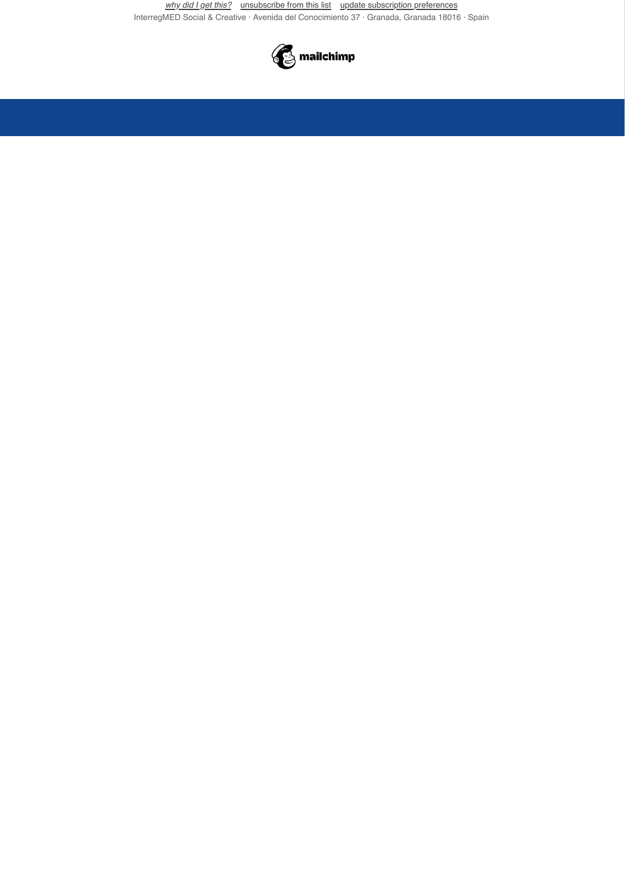*why did I get this?* unsubscribe from this list update subscription preferences

InterregMED Social & Creative · Avenida del Conocimiento 37 · Granada, Granada 18016 · Spain

mailchimp